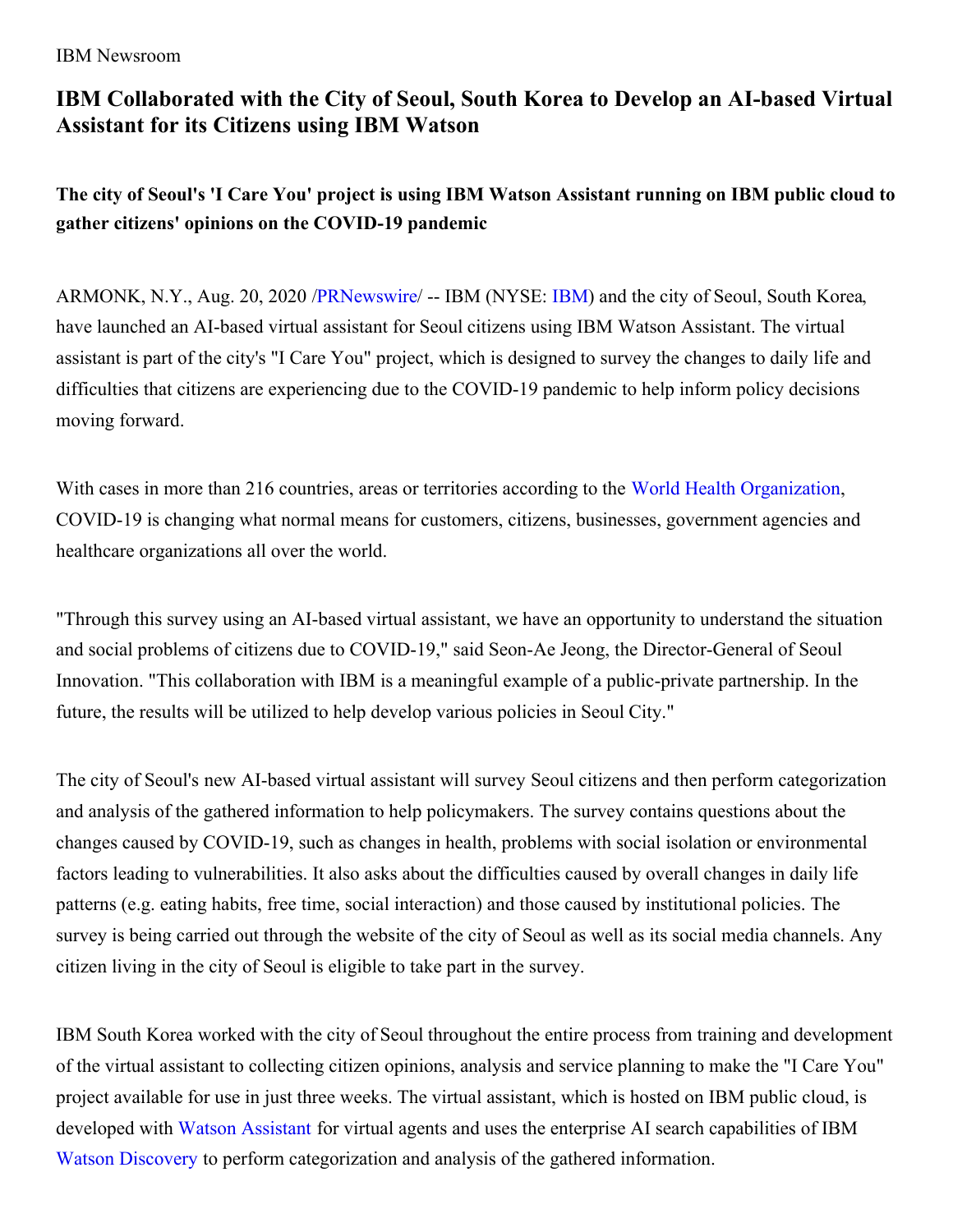IBM Newsroom

# IBM Collaborated with the City of Seoul, South Korea to Develop an AI-based Virtual Assistant for its Citizens using IBM Watson

## The city of Seoul's 'I Care You' project is using IBM Watson Assistant running on IBM public cloud to gather citizens' opinions on the COVID-19 pandemic

ARMONK, N.Y., Aug. 20, 2020 /PRNewswire/ -- IBM (NYSE: IBM) and the city of Seoul, South Korea, have launched an AI-based virtual assistant for Seoul citizens using IBM Watson Assistant. The virtual assistant is part of the city's "I Care You" project, which is designed to survey the changes to daily life and difficulties that citizens are experiencing due to the COVID-19 pandemic to help inform policy decisions moving forward.

With cases in more than 216 countries, areas or territories according to the World Health Organization, COVID-19 is changing what normal means for customers, citizens, businesses, government agencies and healthcare organizations all over the world.

"Through this survey using an AI-based virtual assistant, we have an opportunity to understand the situation and social problems of citizens due to COVID-19," said Seon-Ae Jeong, the Director-General of Seoul Innovation. "This collaboration with IBM is a meaningful example of a public-private partnership. In the future, the results will be utilized to help develop various policies in Seoul City."

The city of Seoul's new AI-based virtual assistant will survey Seoul citizens and then perform categorization and analysis of the gathered information to help policymakers. The survey contains questions about the changes caused by COVID-19, such as changes in health, problems with social isolation or environmental factors leading to vulnerabilities. It also asks about the difficulties caused by overall changes in daily life patterns (e.g. eating habits, free time, social interaction) and those caused by institutional policies. The survey is being carried out through the website of the city of Seoul as well as its social media channels. Any citizen living in the city of Seoul is eligible to take part in the survey.

IBM South Korea worked with the city of Seoul throughout the entire process from training and development of the virtual assistant to collecting citizen opinions, analysis and service planning to make the "I Care You" project available for use in just three weeks. The virtual assistant, which is hosted on IBM public cloud, is developed with Watson Assistant for virtual agents and uses the enterprise AI search capabilities of IBM Watson Discovery to perform categorization and analysis of the gathered information.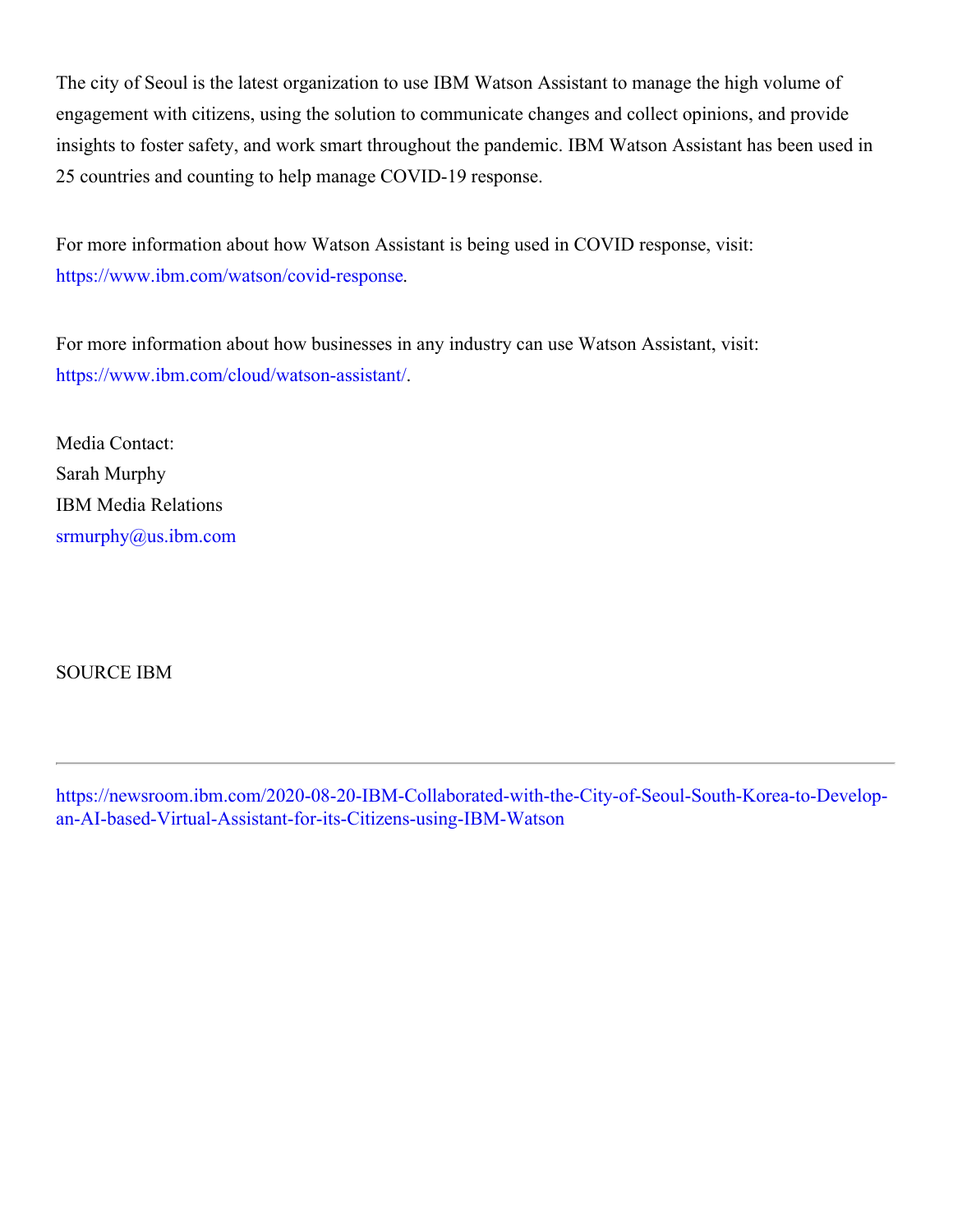The city of Seoul is the latest organization to use IBM Watson Assistant to manage the high volume of engagement with citizens, using the solution to communicate changes and collect opinions, and provide insights to foster safety, and work smart throughout the pandemic. IBM Watson Assistant has been used in 25 countries and counting to help manage COVID-19 response.

For more information about how Watson Assistant is being used in COVID response, visit: https://www.ibm.com/watson/covid-response.

For more information about how businesses in any industry can use Watson Assistant, visit: https://www.ibm.com/cloud/watson-assistant/.

Media Contact:
Sarah Murphy
IBM Media Relations
srmurphy@us.ibm.com

SOURCE IBM

---

https://newsroom.ibm.com/2020-08-20-IBM-Collaborated-with-the-City-of-Seoul-South-Korea-to-Develop-an-AI-based-Virtual-Assistant-for-its-Citizens-using-IBM-Watson